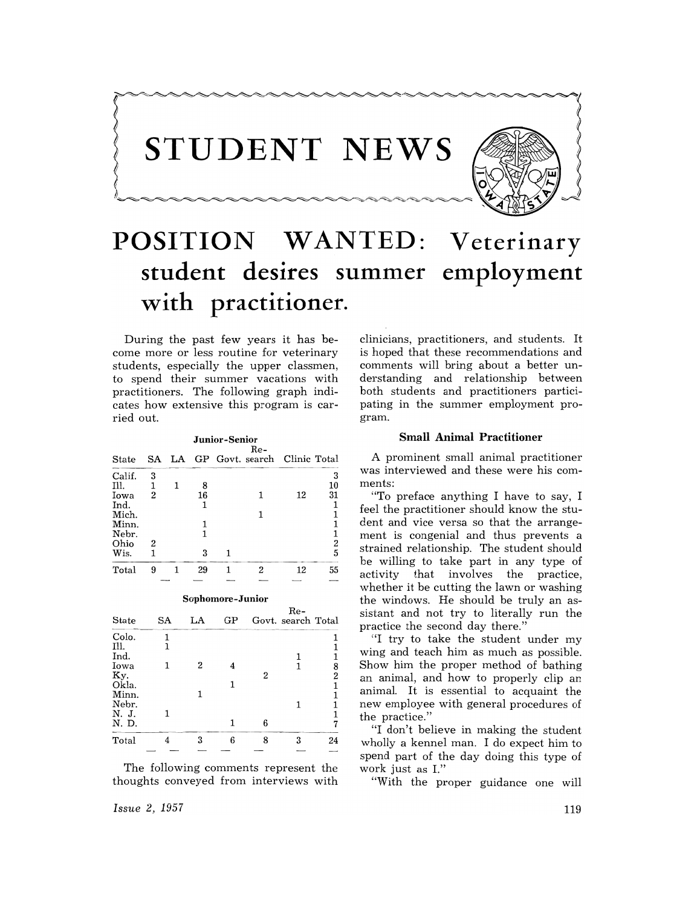# STUDENT NEWS

# POSITION WANTED: Veterinary student desires summer employment with practitioner.

During the past few years it has become more or less routine for veterinary students, especially the upper classmen, to spend their summer vacations with practitioners. The following graph indicates how extensive this program is carried out.

**Junior-Senior**

| State | SA | LA | GP | Govt. | Research | Clinic | Total |
|---|---|---|---|---|---|---|---|
| Calif. | 3 | | | | | | 3 |
| Ill. | 1 | 1 | 8 | | | | 10 |
| Iowa | 2 | | 16 | | 1 | 12 | 31 |
| Ind. | | | 1 | | | | 1 |
| Mich. | | | | | 1 | | 1 |
| Minn. | | | 1 | | | | 1 |
| Nebr. | | | 1 | | | | 1 |
| Ohio | 2 | | | | | | 2 |
| Wis. | 1 | | 3 | 1 | | | 5 |
| Total | 9 | 1 | 29 | 1 | 2 | 12 | 55 |

**Sophomore-Junior**

| State | SA | LA | GP | Govt. | Research | Total |
|---|---|---|---|---|---|---|
| Colo. | 1 | | | | | 1 |
| Ill. | 1 | | | | | 1 |
| Ind. | | | | | 1 | 1 |
| Iowa | 1 | 2 | 4 | | 1 | 8 |
| Ky. | | | | 2 | | 2 |
| Okla. | | | 1 | | | 1 |
| Minn. | | 1 | | | | 1 |
| Nebr. | | | | | 1 | 1 |
| N. J. | 1 | | | | | 1 |
| N. D. | | | 1 | 6 | | 7 |
| Total | 4 | 3 | 6 | 8 | 3 | 24 |

The following comments represent the thoughts conveyed from interviews with clinicians, practitioners, and students. It is hoped that these recommendations and comments will bring about a better understanding and relationship between both students and practitioners participating in the summer employment program.

### Small Animal Practitioner

A prominent small animal practitioner was interviewed and these were his comments:

"To preface anything I have to say, I feel the practitioner should know the student and vice versa so that the arrangement is congenial and thus prevents a strained relationship. The student should be willing to take part in any type of activity that involves the practice, whether it be cutting the lawn or washing the windows. He should be truly an assistant and not try to literally run the practice the second day there."

"I try to take the student under my wing and teach him as much as possible. Show him the proper method of bathing an animal, and how to properly clip an animal. It is essential to acquaint the new employee with general procedures of the practice."

"I don't believe in making the student wholly a kennel man. I do expect him to spend part of the day doing this type of work just as I."

"With the proper guidance one will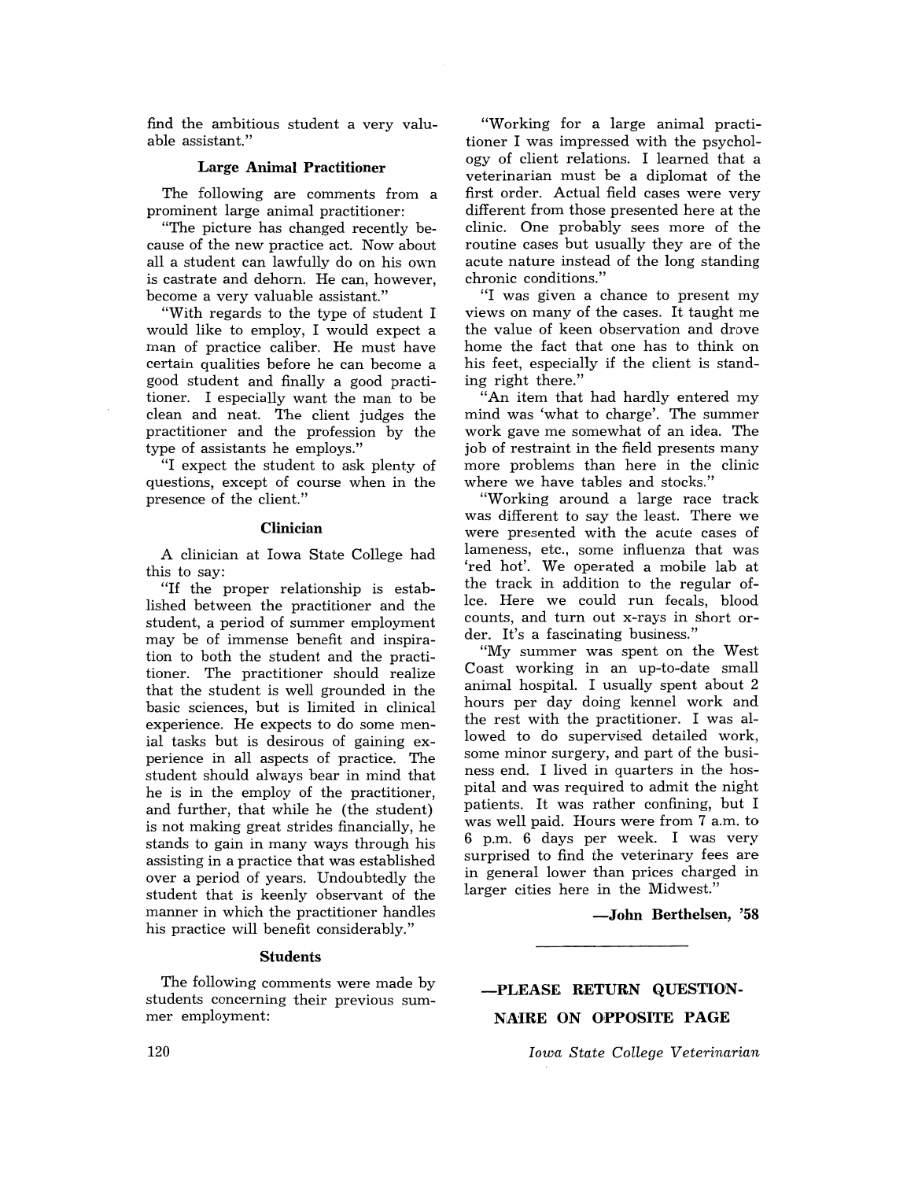find the ambitious student a very valuable assistant."

### Large Animal Practitioner

The following are comments from a prominent large animal practitioner:

"The picture has changed recently because of the new practice act. Now about all a student can lawfully do on his own is castrate and dehorn. He can, however, become a very valuable assistant."

"With regards to the type of student I would like to employ, I would expect a man of practice caliber. He must have certain qualities before he can become a good student and finally a good practitioner. I especially want the man to be clean and neat. The client judges the practitioner and the profession by the type of assistants he employs."

"I expect the student to ask plenty of questions, except of course when in the presence of the client."

### Clinician

A clinician at Iowa State College had this to say:

"If the proper relationship is established between the practitioner and the student, a period of summer employment may be of immense benefit and inspiration to both the student and the practitioner. The practitioner should realize that the student is well grounded in the basic sciences, but is limited in clinical experience. He expects to do some menial tasks but is desirous of gaining experience in all aspects of practice. The student should always bear in mind that he is in the employ of the practitioner, and further, that while he (the student) is not making great strides financially, he stands to gain in many ways through his assisting in a practice that was established over a period of years. Undoubtedly the student that is keenly observant of the manner in which the practitioner handles his practice will benefit considerably."

### Students

The following comments were made by students concerning their previous summer employment:

"Working for a large animal practitioner I was impressed with the psychology of client relations. I learned that a veterinarian must be a diplomat of the first order. Actual field cases were very different from those presented here at the clinic. One probably sees more of the routine cases but usually they are of the acute nature instead of the long standing chronic conditions."

"I was given a chance to present my views on many of the cases. It taught me the value of keen observation and drove home the fact that one has to think on his feet, especially if the client is standing right there."

"An item that had hardly entered my mind was 'what to charge'. The summer work gave me somewhat of an idea. The job of restraint in the field presents many more problems than here in the clinic where we have tables and stocks."

"Working around a large race track was different to say the least. There we were presented with the acute cases of lameness, etc., some influenza that was 'red hot'. We operated a mobile lab at the track in addition to the regular office. Here we could run fecals, blood counts, and turn out x-rays in short order. It's a fascinating business."

"My summer was spent on the West Coast working in an up-to-date small animal hospital. I usually spent about 2 hours per day doing kennel work and the rest with the practitioner. I was allowed to do supervised detailed work, some minor surgery, and part of the business end. I lived in quarters in the hospital and was required to admit the night patients. It was rather confining, but I was well paid. Hours were from 7 a.m. to 6 p.m. 6 days per week. I was very surprised to find the veterinary fees are in general lower than prices charged in larger cities here in the Midwest."

**—John Berthelsen, '58**

---

**—PLEASE RETURN QUESTIONNAIRE ON OPPOSITE PAGE**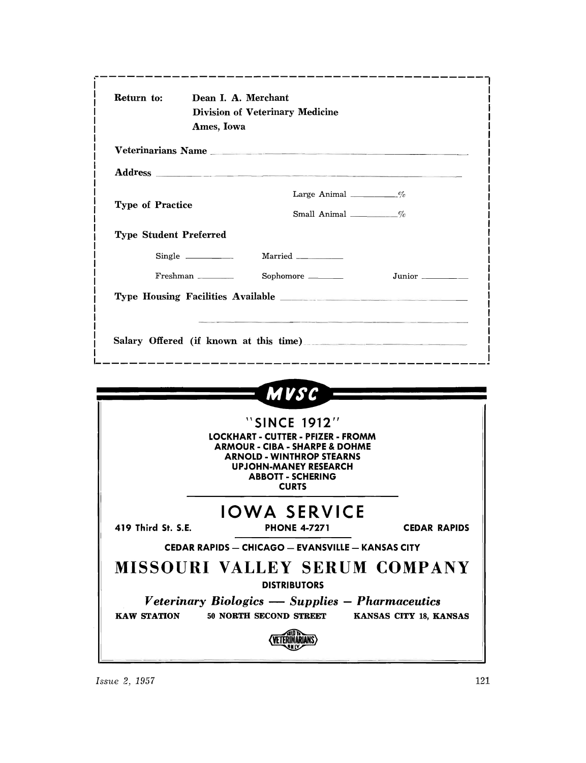Return to: **Dean I. A. Merchant**
**Division of Veterinary Medicine**
**Ames, Iowa**

**Veterinarians Name** ______________________________

**Address** ______________________________

**Type of Practice**

Large Animal ________%

Small Animal ________%

**Type Student Preferred**

Single ________ Married ________

Freshman ________ Sophomore ________ Junior ________

**Type Housing Facilities Available** ______________________________

______________________________

**Salary Offered (if known at this time)** ______________________________

---

**MVSC**

"SINCE 1912"

**LOCKHART - CUTTER - PFIZER - FROMM**
**ARMOUR - CIBA - SHARPE & DOHME**
**ARNOLD - WINTHROP STEARNS**
**UPJOHN-MANEY RESEARCH**
**ABBOTT - SCHERING**
**CURTS**

# IOWA SERVICE

**419 Third St. S.E.** **PHONE 4-7271** **CEDAR RAPIDS**

**CEDAR RAPIDS — CHICAGO — EVANSVILLE — KANSAS CITY**

# MISSOURI VALLEY SERUM COMPANY

**DISTRIBUTORS**

***Veterinary Biologics — Supplies — Pharmaceutics***

**KAW STATION** **50 NORTH SECOND STREET** **KANSAS CITY 18, KANSAS**

SOLD TO VETERINARIANS ONLY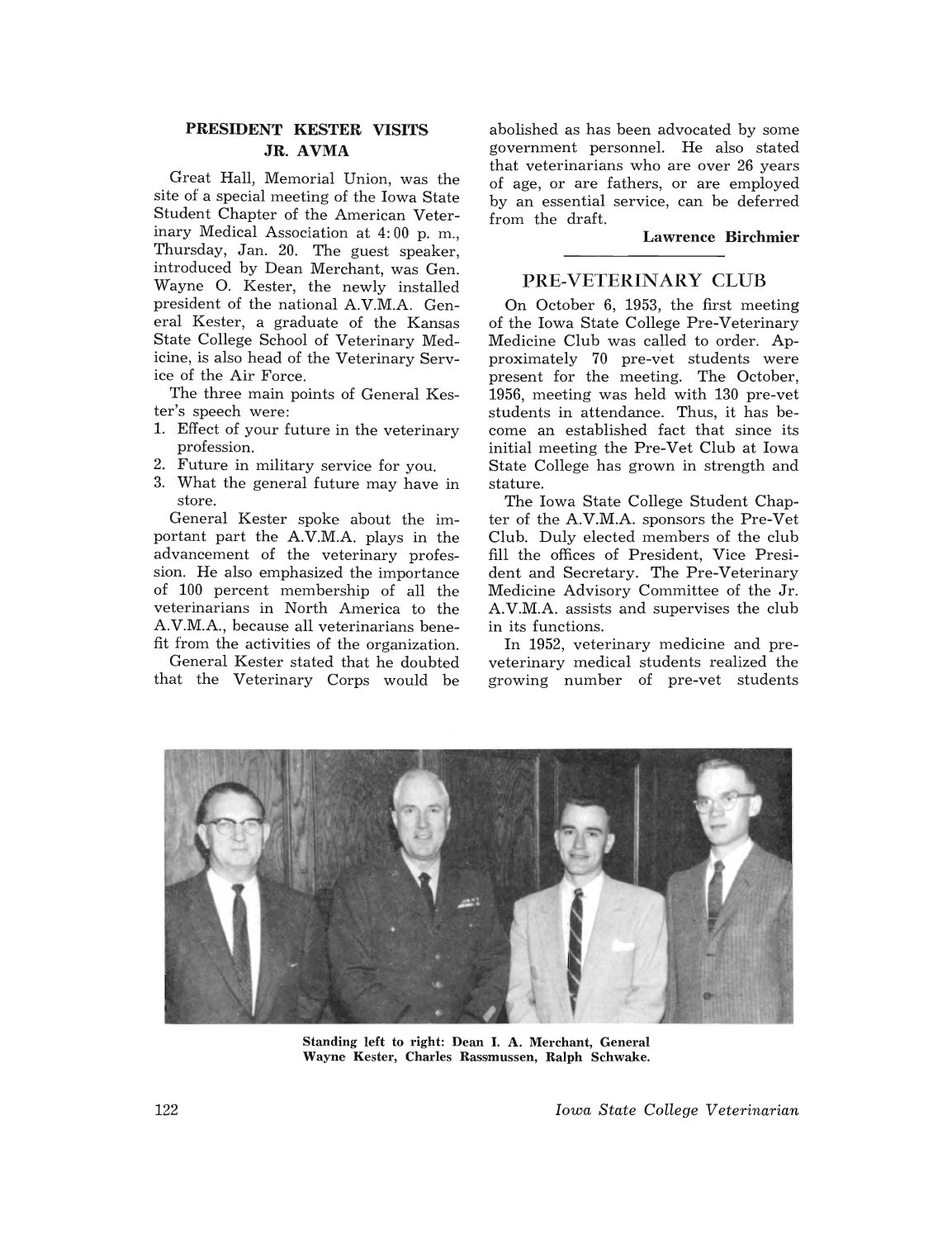## PRESIDENT KESTER VISITS JR. AVMA

Great Hall, Memorial Union, was the site of a special meeting of the Iowa State Student Chapter of the American Veterinary Medical Association at 4:00 p. m., Thursday, Jan. 20. The guest speaker, introduced by Dean Merchant, was Gen. Wayne O. Kester, the newly installed president of the national A.V.M.A. General Kester, a graduate of the Kansas State College School of Veterinary Medicine, is also head of the Veterinary Service of the Air Force.

The three main points of General Kester's speech were:

1. Effect of your future in the veterinary profession.
2. Future in military service for you.
3. What the general future may have in store.

General Kester spoke about the important part the A.V.M.A. plays in the advancement of the veterinary profession. He also emphasized the importance of 100 percent membership of all the veterinarians in North America to the A.V.M.A., because all veterinarians benefit from the activities of the organization.

General Kester stated that he doubted that the Veterinary Corps would be abolished as has been advocated by some government personnel. He also stated that veterinarians who are over 26 years of age, or are fathers, or are employed by an essential service, can be deferred from the draft.

**Lawrence Birchmier**

## PRE-VETERINARY CLUB

On October 6, 1953, the first meeting of the Iowa State College Pre-Veterinary Medicine Club was called to order. Approximately 70 pre-vet students were present for the meeting. The October, 1956, meeting was held with 130 pre-vet students in attendance. Thus, it has become an established fact that since its initial meeting the Pre-Vet Club at Iowa State College has grown in strength and stature.

The Iowa State College Student Chapter of the A.V.M.A. sponsors the Pre-Vet Club. Duly elected members of the club fill the offices of President, Vice President and Secretary. The Pre-Veterinary Medicine Advisory Committee of the Jr. A.V.M.A. assists and supervises the club in its functions.

In 1952, veterinary medicine and pre-veterinary medical students realized the growing number of pre-vet students

**Standing left to right: Dean I. A. Merchant, General Wayne Kester, Charles Rassmussen, Ralph Schwake.**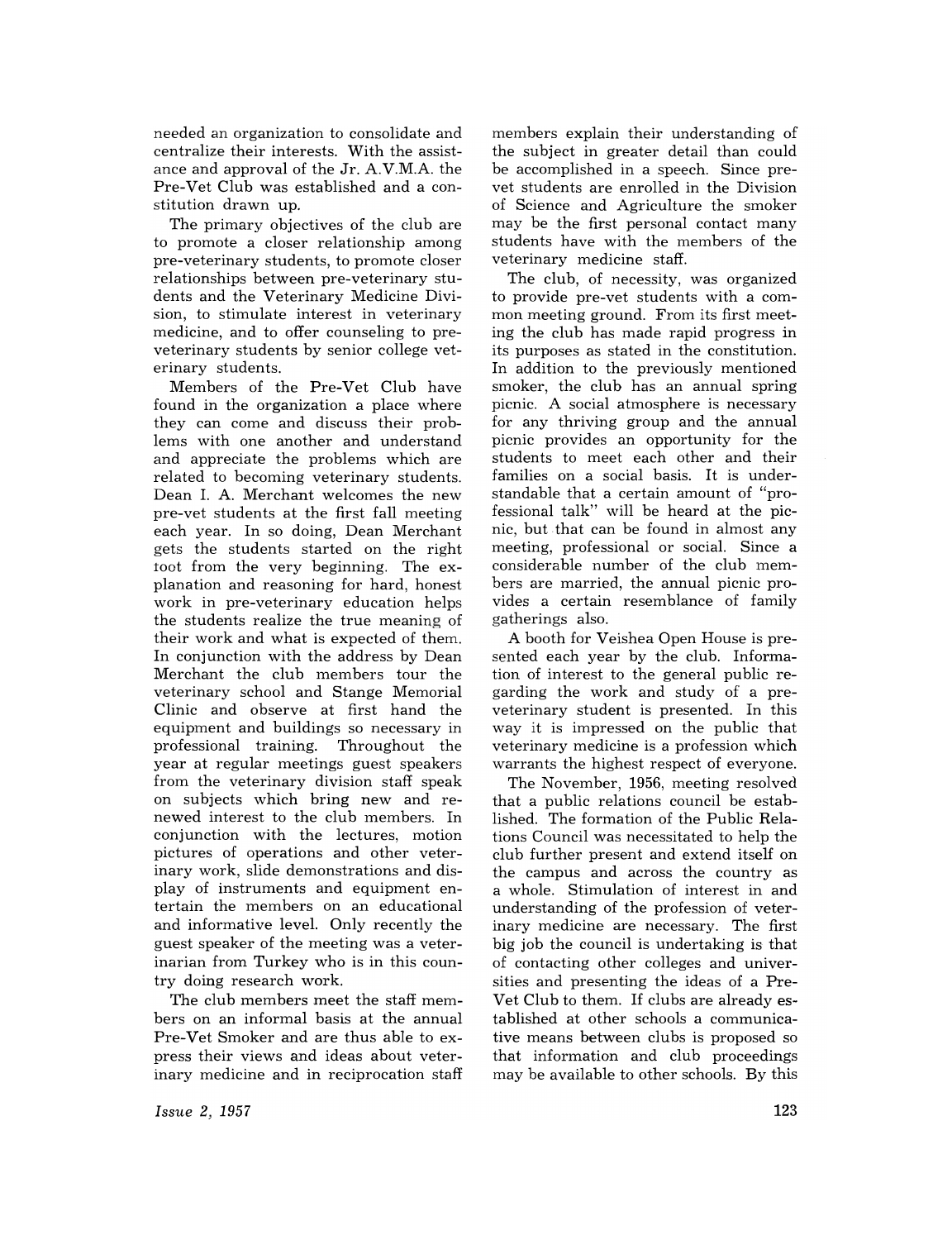needed an organization to consolidate and centralize their interests. With the assistance and approval of the Jr. A.V.M.A. the Pre-Vet Club was established and a constitution drawn up.

The primary objectives of the club are to promote a closer relationship among pre-veterinary students, to promote closer relationships between pre-veterinary students and the Veterinary Medicine Division, to stimulate interest in veterinary medicine, and to offer counseling to pre-veterinary students by senior college veterinary students.

Members of the Pre-Vet Club have found in the organization a place where they can come and discuss their problems with one another and understand and appreciate the problems which are related to becoming veterinary students. Dean I. A. Merchant welcomes the new pre-vet students at the first fall meeting each year. In so doing, Dean Merchant gets the students started on the right foot from the very beginning. The explanation and reasoning for hard, honest work in pre-veterinary education helps the students realize the true meaning of their work and what is expected of them. In conjunction with the address by Dean Merchant the club members tour the veterinary school and Stange Memorial Clinic and observe at first hand the equipment and buildings so necessary in professional training. Throughout the year at regular meetings guest speakers from the veterinary division staff speak on subjects which bring new and renewed interest to the club members. In conjunction with the lectures, motion pictures of operations and other veterinary work, slide demonstrations and display of instruments and equipment entertain the members on an educational and informative level. Only recently the guest speaker of the meeting was a veterinarian from Turkey who is in this country doing research work.

The club members meet the staff members on an informal basis at the annual Pre-Vet Smoker and are thus able to express their views and ideas about veterinary medicine and in reciprocation staff members explain their understanding of the subject in greater detail than could be accomplished in a speech. Since pre-vet students are enrolled in the Division of Science and Agriculture the smoker may be the first personal contact many students have with the members of the veterinary medicine staff.

The club, of necessity, was organized to provide pre-vet students with a common meeting ground. From its first meeting the club has made rapid progress in its purposes as stated in the constitution. In addition to the previously mentioned smoker, the club has an annual spring picnic. A social atmosphere is necessary for any thriving group and the annual picnic provides an opportunity for the students to meet each other and their families on a social basis. It is understandable that a certain amount of "professional talk" will be heard at the picnic, but that can be found in almost any meeting, professional or social. Since a considerable number of the club members are married, the annual picnic provides a certain resemblance of family gatherings also.

A booth for Veishea Open House is presented each year by the club. Information of interest to the general public regarding the work and study of a pre-veterinary student is presented. In this way it is impressed on the public that veterinary medicine is a profession which warrants the highest respect of everyone.

The November, 1956, meeting resolved that a public relations council be established. The formation of the Public Relations Council was necessitated to help the club further present and extend itself on the campus and across the country as a whole. Stimulation of interest in and understanding of the profession of veterinary medicine are necessary. The first big job the council is undertaking is that of contacting other colleges and universities and presenting the ideas of a Pre-Vet Club to them. If clubs are already established at other schools a communicative means between clubs is proposed so that information and club proceedings may be available to other schools. By this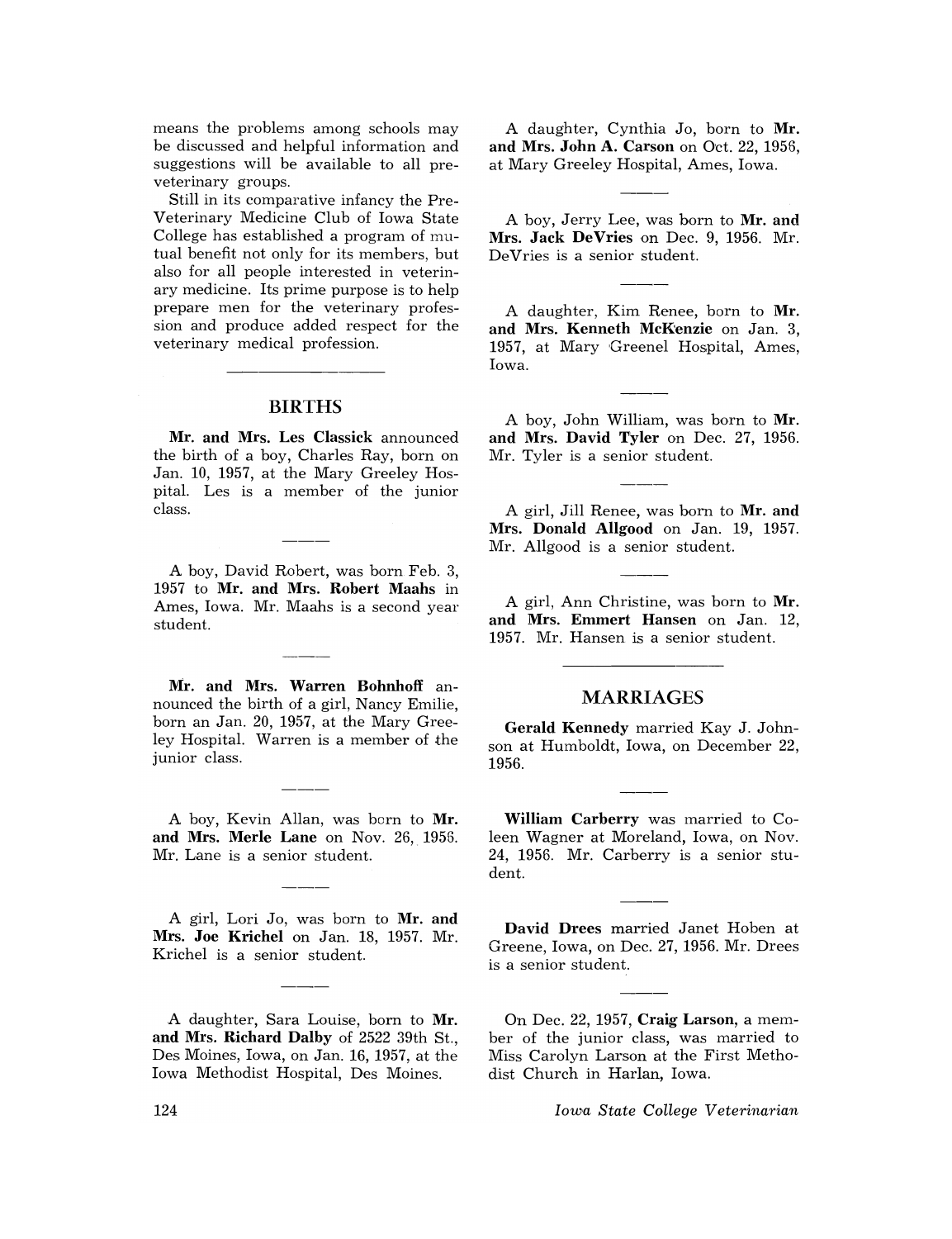means the problems among schools may be discussed and helpful information and suggestions will be available to all pre-veterinary groups.

Still in its comparative infancy the Pre-Veterinary Medicine Club of Iowa State College has established a program of mutual benefit not only for its members, but also for all people interested in veterinary medicine. Its prime purpose is to help prepare men for the veterinary profession and produce added respect for the veterinary medical profession.

---

## BIRTHS

**Mr. and Mrs. Les Classick** announced the birth of a boy, Charles Ray, born on Jan. 10, 1957, at the Mary Greeley Hospital. Les is a member of the junior class.

---

A boy, David Robert, was born Feb. 3, 1957 to **Mr. and Mrs. Robert Maahs** in Ames, Iowa. Mr. Maahs is a second year student.

---

**Mr. and Mrs. Warren Bohnhoff** announced the birth of a girl, Nancy Emilie, born an Jan. 20, 1957, at the Mary Greeley Hospital. Warren is a member of the junior class.

---

A boy, Kevin Allan, was born to **Mr. and Mrs. Merle Lane** on Nov. 26, 1956. Mr. Lane is a senior student.

---

A girl, Lori Jo, was born to **Mr. and Mrs. Joe Krichel** on Jan. 18, 1957. Mr. Krichel is a senior student.

---

A daughter, Sara Louise, born to **Mr. and Mrs. Richard Dalby** of 2522 39th St., Des Moines, Iowa, on Jan. 16, 1957, at the Iowa Methodist Hospital, Des Moines.

---

A daughter, Cynthia Jo, born to **Mr. and Mrs. John A. Carson** on Oct. 22, 1956, at Mary Greeley Hospital, Ames, Iowa.

---

A boy, Jerry Lee, was born to **Mr. and Mrs. Jack DeVries** on Dec. 9, 1956. Mr. DeVries is a senior student.

---

A daughter, Kim Renee, born to **Mr. and Mrs. Kenneth McKenzie** on Jan. 3, 1957, at Mary Greenel Hospital, Ames, Iowa.

---

A boy, John William, was born to **Mr. and Mrs. David Tyler** on Dec. 27, 1956. Mr. Tyler is a senior student.

---

A girl, Jill Renee, was born to **Mr. and Mrs. Donald Allgood** on Jan. 19, 1957. Mr. Allgood is a senior student.

---

A girl, Ann Christine, was born to **Mr. and Mrs. Emmert Hansen** on Jan. 12, 1957. Mr. Hansen is a senior student.

---

## MARRIAGES

**Gerald Kennedy** married Kay J. Johnson at Humboldt, Iowa, on December 22, 1956.

---

**William Carberry** was married to Coleen Wagner at Moreland, Iowa, on Nov. 24, 1956. Mr. Carberry is a senior student.

---

**David Drees** married Janet Hoben at Greene, Iowa, on Dec. 27, 1956. Mr. Drees is a senior student.

---

On Dec. 22, 1957, **Craig Larson**, a member of the junior class, was married to Miss Carolyn Larson at the First Methodist Church in Harlan, Iowa.